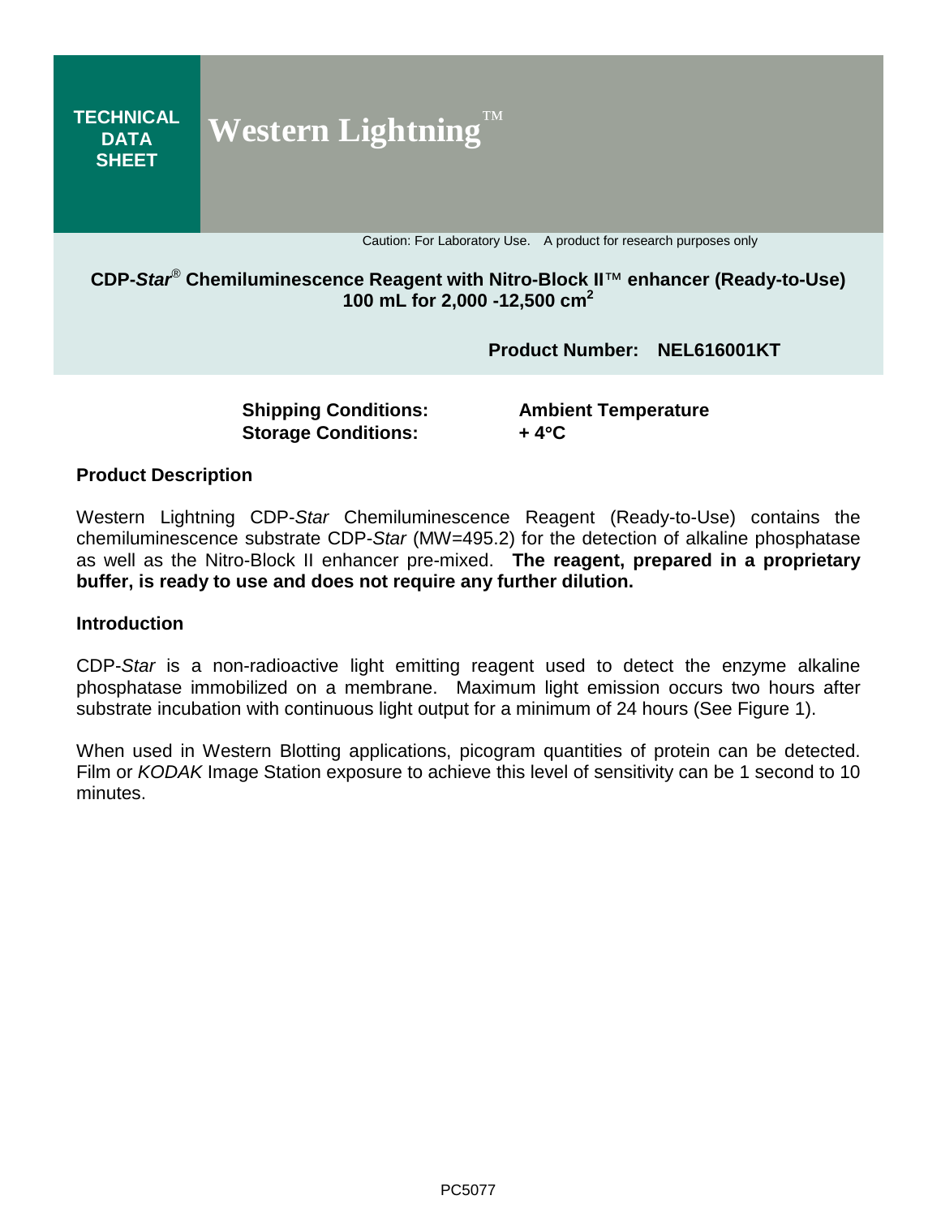**TECHNICAL DATA SHEET**

# Western Lightning™

Caution: For Laboratory Use. A product for research purposes only

## CDP-*Star*® Chemiluminescence Reagent with Nitro-Block II™ enhancer (Ready-to-Use) 100 mL for 2,000 -12,500 cm²

**Product Number: NEL616001KT**

| | |
|---|---|
| **Shipping Conditions:** | **Ambient Temperature** |
| **Storage Conditions:** | **+ 4°C** |

### Product Description

Western Lightning CDP-*Star* Chemiluminescence Reagent (Ready-to-Use) contains the chemiluminescence substrate CDP-*Star* (MW=495.2) for the detection of alkaline phosphatase as well as the Nitro-Block II enhancer pre-mixed. **The reagent, prepared in a proprietary buffer, is ready to use and does not require any further dilution.**

### Introduction

CDP-*Star* is a non-radioactive light emitting reagent used to detect the enzyme alkaline phosphatase immobilized on a membrane. Maximum light emission occurs two hours after substrate incubation with continuous light output for a minimum of 24 hours (See Figure 1).

When used in Western Blotting applications, picogram quantities of protein can be detected. Film or *KODAK* Image Station exposure to achieve this level of sensitivity can be 1 second to 10 minutes.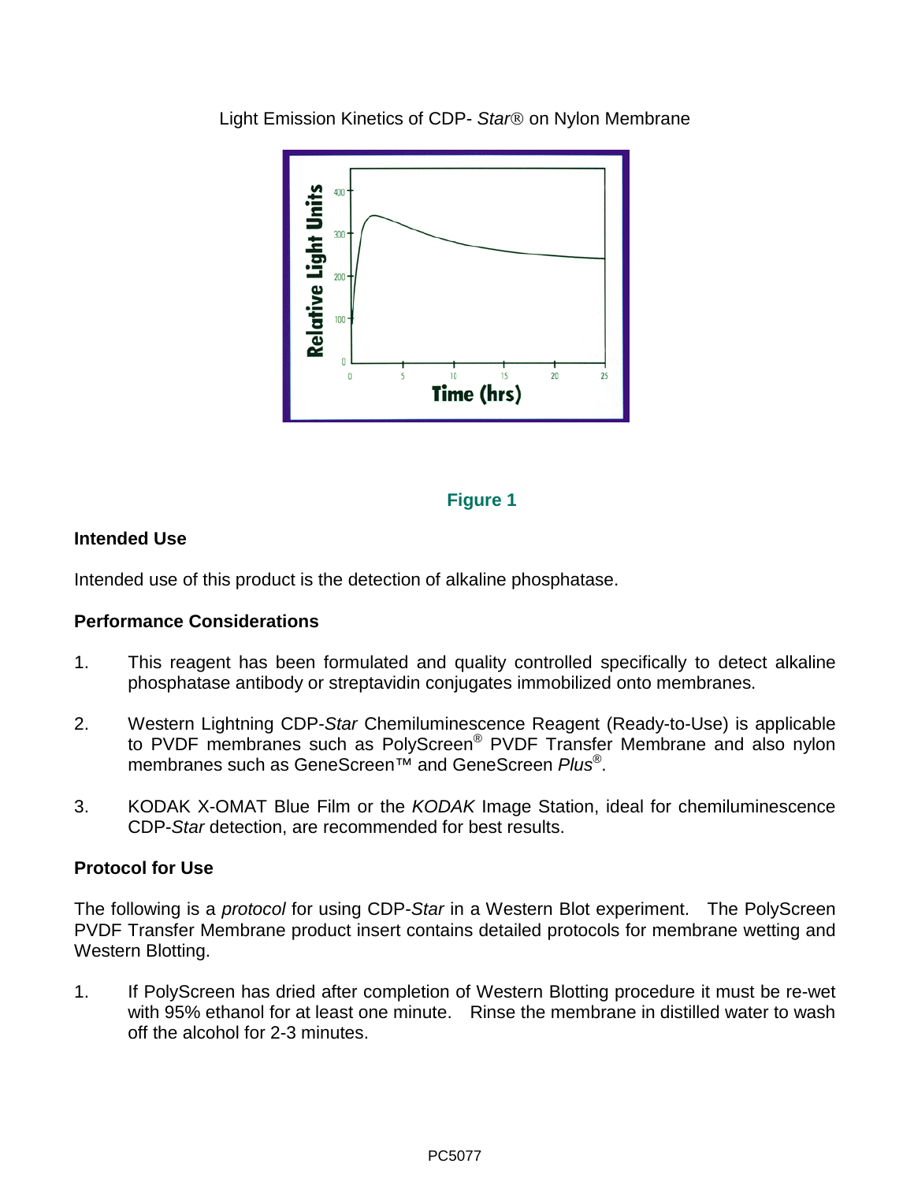Light Emission Kinetics of CDP- *Star*® on Nylon Membrane

**Figure 1**

## Intended Use

Intended use of this product is the detection of alkaline phosphatase.

## Performance Considerations

1. This reagent has been formulated and quality controlled specifically to detect alkaline phosphatase antibody or streptavidin conjugates immobilized onto membranes.

2. Western Lightning CDP-*Star* Chemiluminescence Reagent (Ready-to-Use) is applicable to PVDF membranes such as PolyScreen® PVDF Transfer Membrane and also nylon membranes such as GeneScreen™ and GeneScreen *Plus*®.

3. KODAK X-OMAT Blue Film or the *KODAK* Image Station, ideal for chemiluminescence CDP-*Star* detection, are recommended for best results.

## Protocol for Use

The following is a *protocol* for using CDP-*Star* in a Western Blot experiment. The PolyScreen PVDF Transfer Membrane product insert contains detailed protocols for membrane wetting and Western Blotting.

1. If PolyScreen has dried after completion of Western Blotting procedure it must be re-wet with 95% ethanol for at least one minute. Rinse the membrane in distilled water to wash off the alcohol for 2-3 minutes.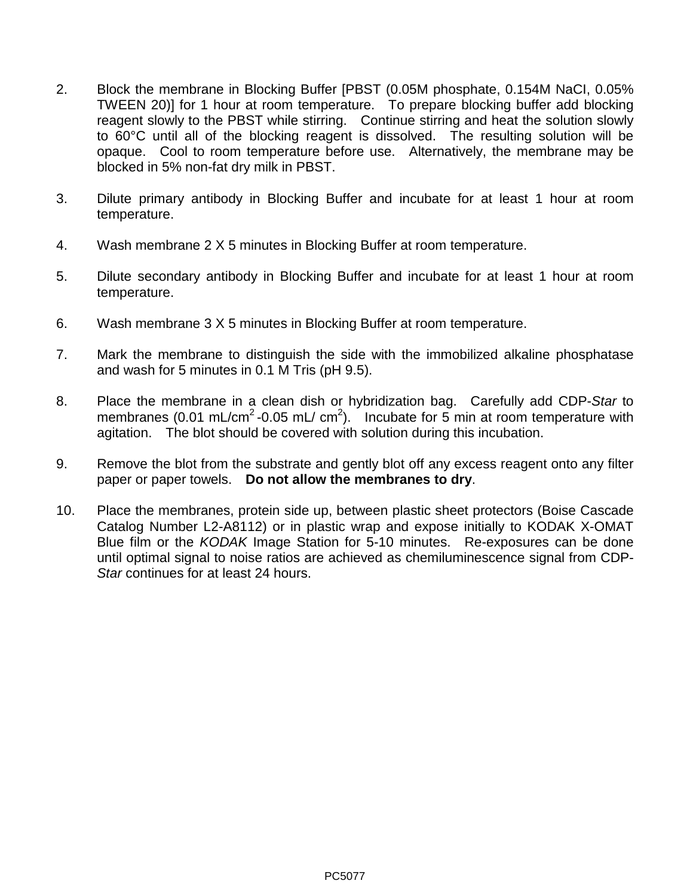2. Block the membrane in Blocking Buffer [PBST (0.05M phosphate, 0.154M NaCI, 0.05% TWEEN 20)] for 1 hour at room temperature. To prepare blocking buffer add blocking reagent slowly to the PBST while stirring. Continue stirring and heat the solution slowly to 60°C until all of the blocking reagent is dissolved. The resulting solution will be opaque. Cool to room temperature before use. Alternatively, the membrane may be blocked in 5% non-fat dry milk in PBST.

3. Dilute primary antibody in Blocking Buffer and incubate for at least 1 hour at room temperature.

4. Wash membrane 2 X 5 minutes in Blocking Buffer at room temperature.

5. Dilute secondary antibody in Blocking Buffer and incubate for at least 1 hour at room temperature.

6. Wash membrane 3 X 5 minutes in Blocking Buffer at room temperature.

7. Mark the membrane to distinguish the side with the immobilized alkaline phosphatase and wash for 5 minutes in 0.1 M Tris (pH 9.5).

8. Place the membrane in a clean dish or hybridization bag. Carefully add CDP-*Star* to membranes (0.01 mL/cm$^2$ -0.05 mL/ cm$^2$). Incubate for 5 min at room temperature with agitation. The blot should be covered with solution during this incubation.

9. Remove the blot from the substrate and gently blot off any excess reagent onto any filter paper or paper towels. **Do not allow the membranes to dry**.

10. Place the membranes, protein side up, between plastic sheet protectors (Boise Cascade Catalog Number L2-A8112) or in plastic wrap and expose initially to KODAK X-OMAT Blue film or the *KODAK* Image Station for 5-10 minutes. Re-exposures can be done until optimal signal to noise ratios are achieved as chemiluminescence signal from CDP-*Star* continues for at least 24 hours.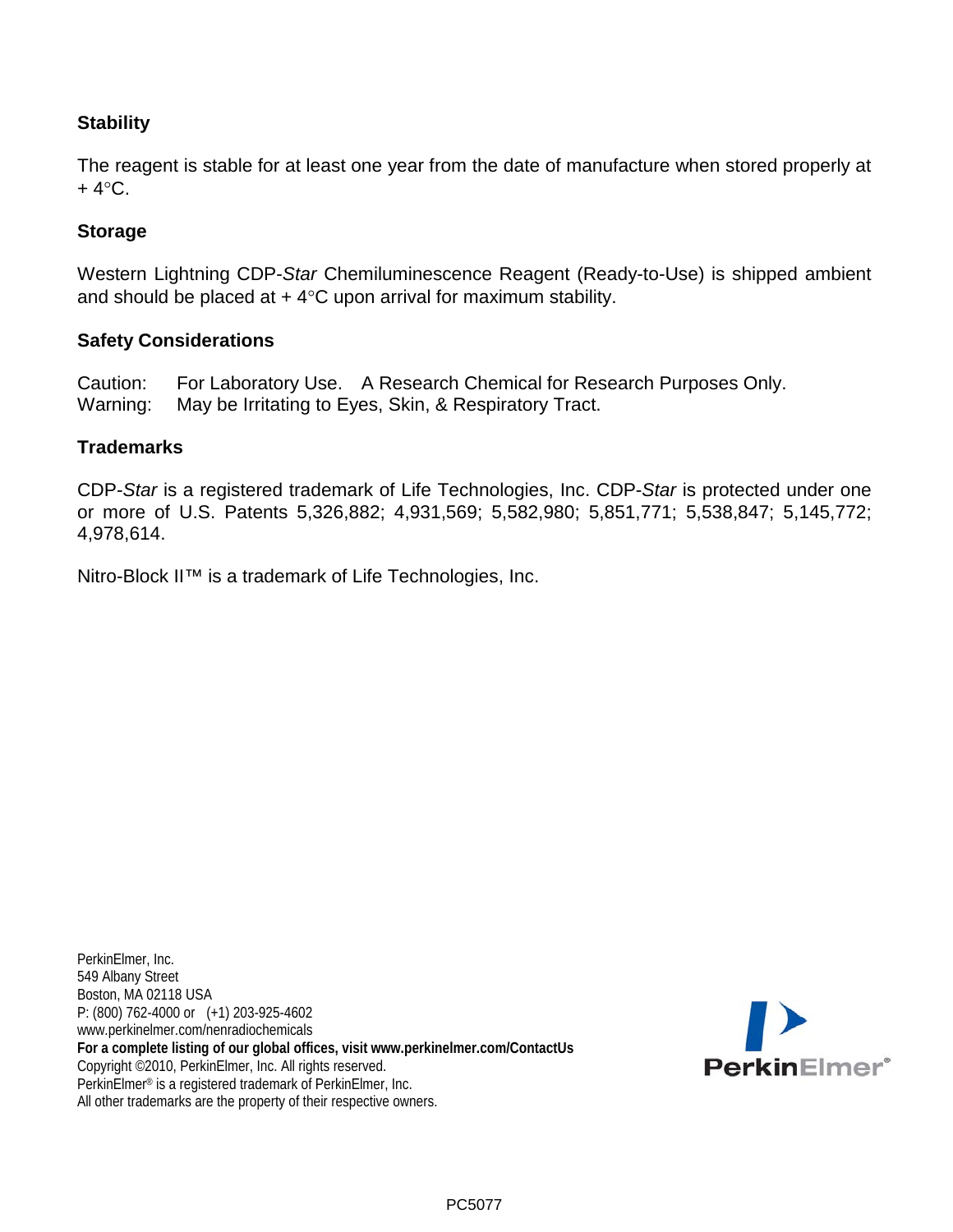## Stability

The reagent is stable for at least one year from the date of manufacture when stored properly at + 4°C.

## Storage

Western Lightning CDP-*Star* Chemiluminescence Reagent (Ready-to-Use) is shipped ambient and should be placed at + 4°C upon arrival for maximum stability.

## Safety Considerations

Caution: For Laboratory Use. A Research Chemical for Research Purposes Only.
Warning: May be Irritating to Eyes, Skin, & Respiratory Tract.

## Trademarks

CDP-*Star* is a registered trademark of Life Technologies, Inc. CDP-*Star* is protected under one or more of U.S. Patents 5,326,882; 4,931,569; 5,582,980; 5,851,771; 5,538,847; 5,145,772; 4,978,614.

Nitro-Block II™ is a trademark of Life Technologies, Inc.

PerkinElmer, Inc.
549 Albany Street
Boston, MA 02118 USA
P: (800) 762-4000 or (+1) 203-925-4602
www.perkinelmer.com/nenradiochemicals
**For a complete listing of our global offices, visit www.perkinelmer.com/ContactUs**
Copyright ©2010, PerkinElmer, Inc. All rights reserved.
PerkinElmer® is a registered trademark of PerkinElmer, Inc.
All other trademarks are the property of their respective owners.

PerkinElmer®

PC5077